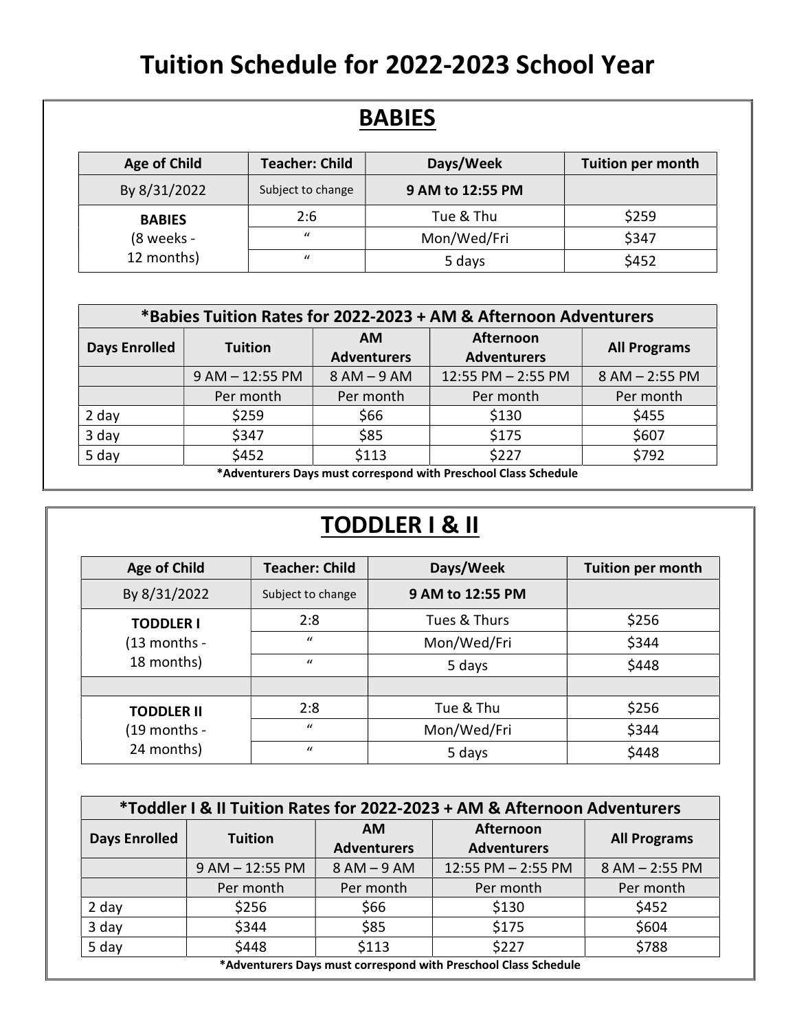# Tuition Schedule for 2022-2023 School Year

## BABIES

| Age of Child | Teacher: Child | Days/Week | Tuition per month |
|---|---|---|---|
| By 8/31/2022 | Subject to change | **9 AM to 12:55 PM** | |
| **BABIES** (8 weeks - 12 months) | 2:6 | Tue & Thu | $259 |
| | " | Mon/Wed/Fri | $347 |
| | " | 5 days | $452 |

| **\*Babies Tuition Rates for 2022-2023 + AM & Afternoon Adventurers** | | | | |
|---|---|---|---|---|
| **Days Enrolled** | **Tuition** | **AM Adventurers** | **Afternoon Adventurers** | **All Programs** |
| | 9 AM – 12:55 PM | 8 AM – 9 AM | 12:55 PM – 2:55 PM | 8 AM – 2:55 PM |
| | Per month | Per month | Per month | Per month |
| 2 day | $259 | $66 | $130 | $455 |
| 3 day | $347 | $85 | $175 | $607 |
| 5 day | $452 | $113 | $227 | $792 |

**\*Adventurers Days must correspond with Preschool Class Schedule**

## TODDLER I & II

| Age of Child | Teacher: Child | Days/Week | Tuition per month |
|---|---|---|---|
| By 8/31/2022 | Subject to change | **9 AM to 12:55 PM** | |
| **TODDLER I** (13 months - 18 months) | 2:8 | Tues & Thurs | $256 |
| | " | Mon/Wed/Fri | $344 |
| | " | 5 days | $448 |
| | | | |
| **TODDLER II** (19 months - 24 months) | 2:8 | Tue & Thu | $256 |
| | " | Mon/Wed/Fri | $344 |
| | " | 5 days | $448 |

| **\*Toddler I & II Tuition Rates for 2022-2023 + AM & Afternoon Adventurers** | | | | |
|---|---|---|---|---|
| **Days Enrolled** | **Tuition** | **AM Adventurers** | **Afternoon Adventurers** | **All Programs** |
| | 9 AM – 12:55 PM | 8 AM – 9 AM | 12:55 PM – 2:55 PM | 8 AM – 2:55 PM |
| | Per month | Per month | Per month | Per month |
| 2 day | $256 | $66 | $130 | $452 |
| 3 day | $344 | $85 | $175 | $604 |
| 5 day | $448 | $113 | $227 | $788 |

**\*Adventurers Days must correspond with Preschool Class Schedule**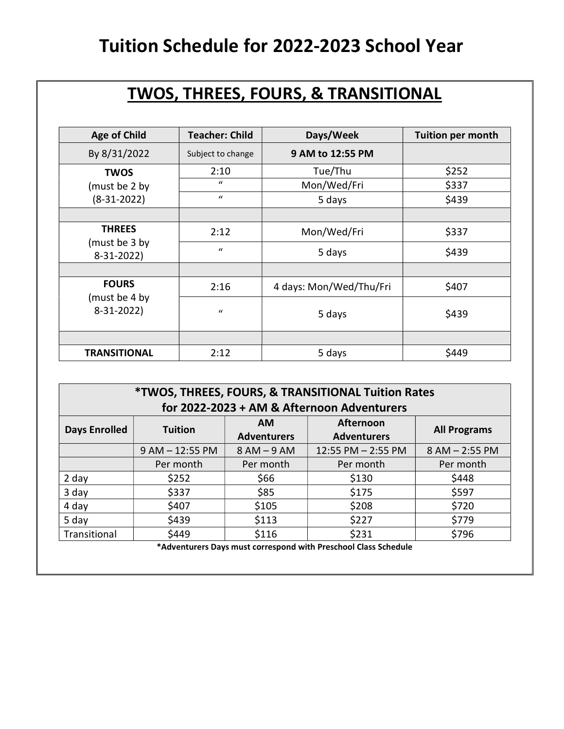# Tuition Schedule for 2022-2023 School Year

## TWOS, THREES, FOURS, & TRANSITIONAL

| Age of Child | Teacher: Child | Days/Week | Tuition per month |
|---|---|---|---|
| By 8/31/2022 | Subject to change | **9 AM to 12:55 PM** | |
| **TWOS** (must be 2 by (8-31-2022) | 2:10 | Tue/Thu | $252 |
| | " | Mon/Wed/Fri | $337 |
| | " | 5 days | $439 |
| | | | |
| **THREES** (must be 3 by 8-31-2022) | 2:12 | Mon/Wed/Fri | $337 |
| | " | 5 days | $439 |
| | | | |
| **FOURS** (must be 4 by 8-31-2022) | 2:16 | 4 days: Mon/Wed/Thu/Fri | $407 |
| | " | 5 days | $439 |
| | | | |
| **TRANSITIONAL** | 2:12 | 5 days | $449 |

**\*TWOS, THREES, FOURS, & TRANSITIONAL Tuition Rates for 2022-2023 + AM & Afternoon Adventurers**

| Days Enrolled | Tuition | AM Adventurers | Afternoon Adventurers | All Programs |
|---|---|---|---|---|
| | 9 AM – 12:55 PM | 8 AM – 9 AM | 12:55 PM – 2:55 PM | 8 AM – 2:55 PM |
| | Per month | Per month | Per month | Per month |
| 2 day | $252 | $66 | $130 | $448 |
| 3 day | $337 | $85 | $175 | $597 |
| 4 day | $407 | $105 | $208 | $720 |
| 5 day | $439 | $113 | $227 | $779 |
| Transitional | $449 | $116 | $231 | $796 |

**\*Adventurers Days must correspond with Preschool Class Schedule**